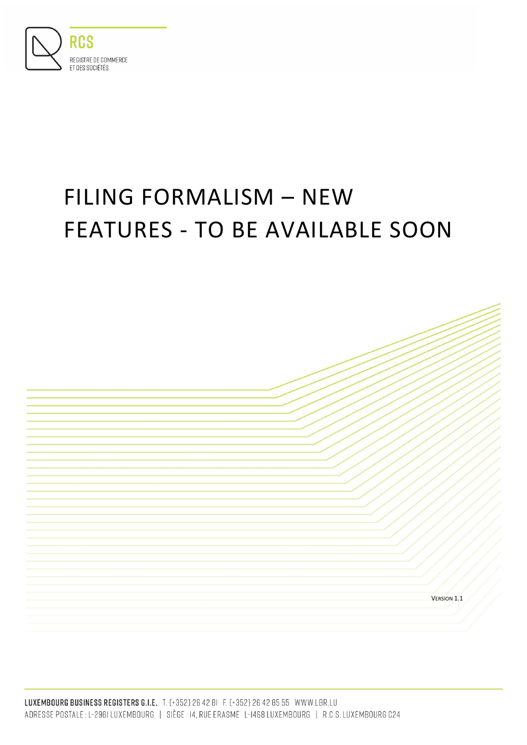RCS

REGISTRE DE COMMERCE ET DES SOCIÉTÉS

# FILING FORMALISM – NEW FEATURES - TO BE AVAILABLE SOON

VERSION 1.1

**LUXEMBOURG BUSINESS REGISTERS G.I.E.** T. (+352) 26 42 81 F. (+352) 26 42 85 55 WWW.LBR.LU
ADRESSE POSTALE : L-2961 LUXEMBOURG | SIÈGE : 14, RUE ERASME L-1468 LUXEMBOURG | R.C.S. LUXEMBOURG C24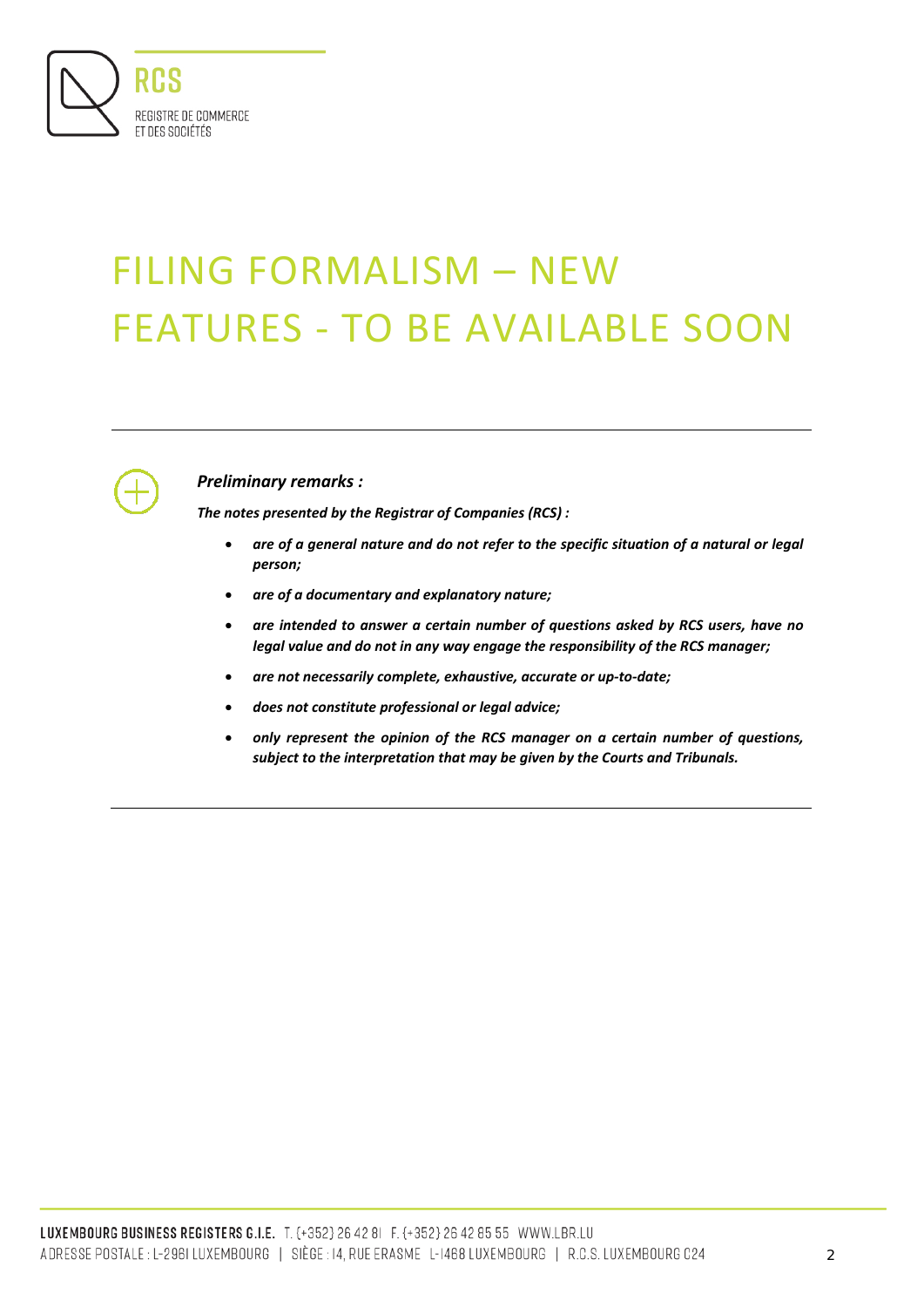# FILING FORMALISM – NEW FEATURES - TO BE AVAILABLE SOON

---

***Preliminary remarks :***

***The notes presented by the Registrar of Companies (RCS) :***

- ***are of a general nature and do not refer to the specific situation of a natural or legal person;***
- ***are of a documentary and explanatory nature;***
- ***are intended to answer a certain number of questions asked by RCS users, have no legal value and do not in any way engage the responsibility of the RCS manager;***
- ***are not necessarily complete, exhaustive, accurate or up-to-date;***
- ***does not constitute professional or legal advice;***
- ***only represent the opinion of the RCS manager on a certain number of questions, subject to the interpretation that may be given by the Courts and Tribunals.***

---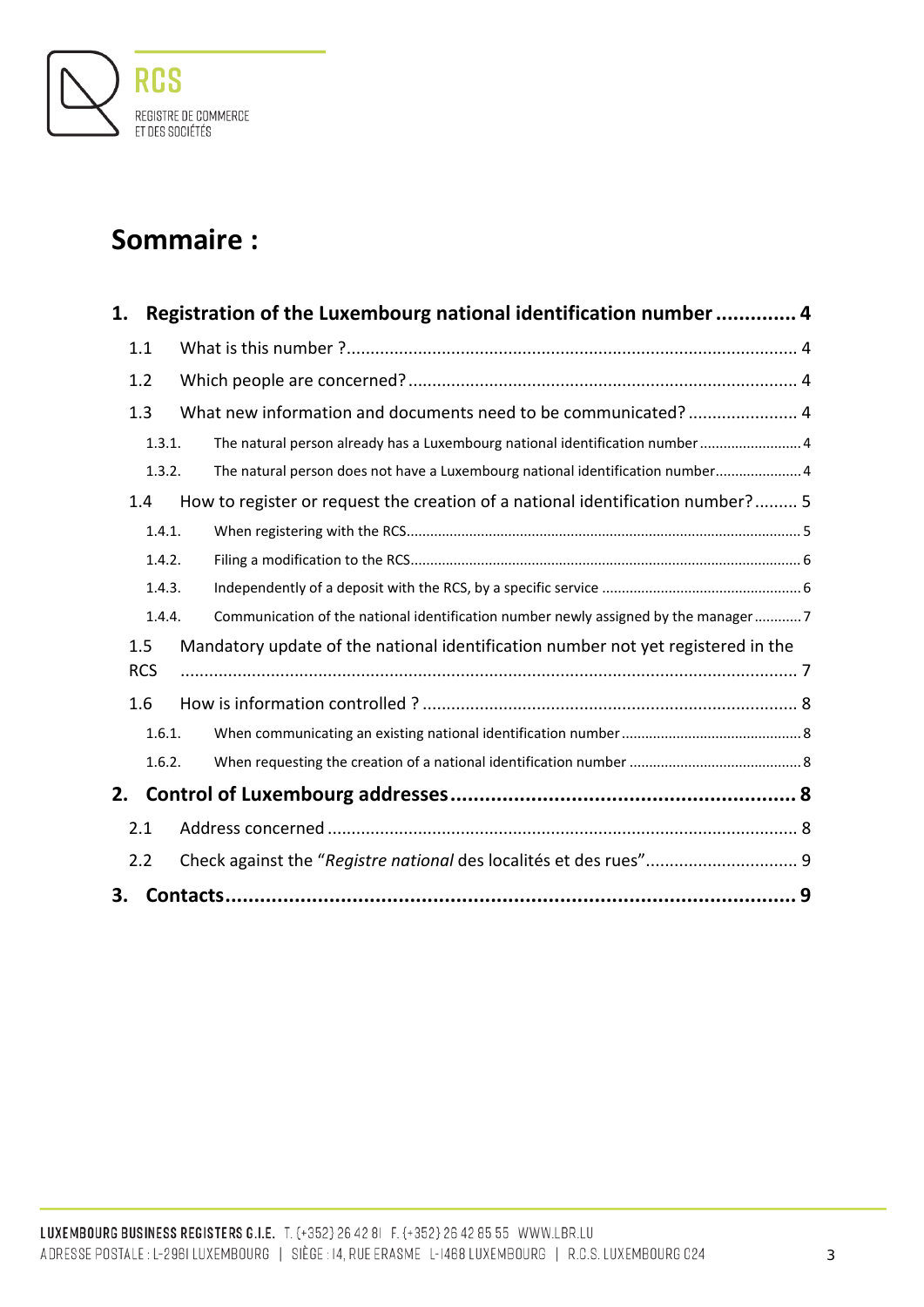# Sommaire :

**1. Registration of the Luxembourg national identification number .............. 4**

1.1 What is this number ?............................................................................................. 4

1.2 Which people are concerned? ................................................................................. 4

1.3 What new information and documents need to be communicated? ....................... 4

1.3.1. The natural person already has a Luxembourg national identification number .......................... 4

1.3.2. The natural person does not have a Luxembourg national identification number...................... 4

1.4 How to register or request the creation of a national identification number? ......... 5

1.4.1. When registering with the RCS.................................................................................................... 5

1.4.2. Filing a modification to the RCS................................................................................................... 6

1.4.3. Independently of a deposit with the RCS, by a specific service .................................................. 6

1.4.4. Communication of the national identification number newly assigned by the manager ............ 7

1.5 Mandatory update of the national identification number not yet registered in the RCS ................................................................................................................................ 7

1.6 How is information controlled ? .............................................................................. 8

1.6.1. When communicating an existing national identification number ............................................. 8

1.6.2. When requesting the creation of a national identification number ........................................... 8

**2. Control of Luxembourg addresses ........................................................... 8**

2.1 Address concerned .................................................................................................. 8

2.2 Check against the “*Registre national* des localités et des rues”................................ 9

**3. Contacts.................................................................................................. 9**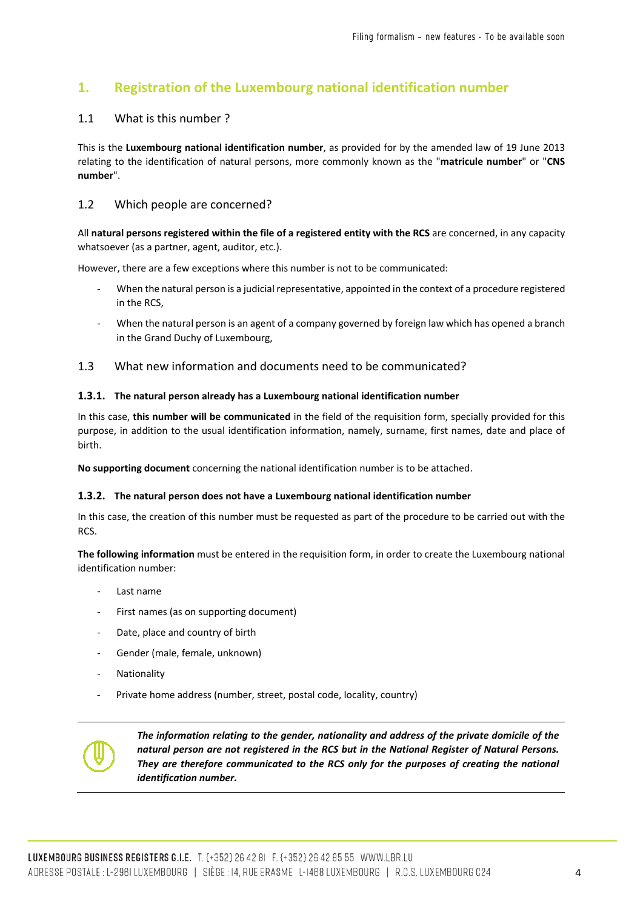# 1. Registration of the Luxembourg national identification number

## 1.1 What is this number ?

This is the **Luxembourg national identification number**, as provided for by the amended law of 19 June 2013 relating to the identification of natural persons, more commonly known as the "**matricule number**" or "**CNS number**".

## 1.2 Which people are concerned?

All **natural persons registered within the file of a registered entity with the RCS** are concerned, in any capacity whatsoever (as a partner, agent, auditor, etc.).

However, there are a few exceptions where this number is not to be communicated:

- When the natural person is a judicial representative, appointed in the context of a procedure registered in the RCS,
- When the natural person is an agent of a company governed by foreign law which has opened a branch in the Grand Duchy of Luxembourg,

## 1.3 What new information and documents need to be communicated?

### 1.3.1. The natural person already has a Luxembourg national identification number

In this case, **this number will be communicated** in the field of the requisition form, specially provided for this purpose, in addition to the usual identification information, namely, surname, first names, date and place of birth.

**No supporting document** concerning the national identification number is to be attached.

### 1.3.2. The natural person does not have a Luxembourg national identification number

In this case, the creation of this number must be requested as part of the procedure to be carried out with the RCS.

**The following information** must be entered in the requisition form, in order to create the Luxembourg national identification number:

- Last name
- First names (as on supporting document)
- Date, place and country of birth
- Gender (male, female, unknown)
- Nationality
- Private home address (number, street, postal code, locality, country)

***The information relating to the gender, nationality and address of the private domicile of the natural person are not registered in the RCS but in the National Register of Natural Persons. They are therefore communicated to the RCS only for the purposes of creating the national identification number.***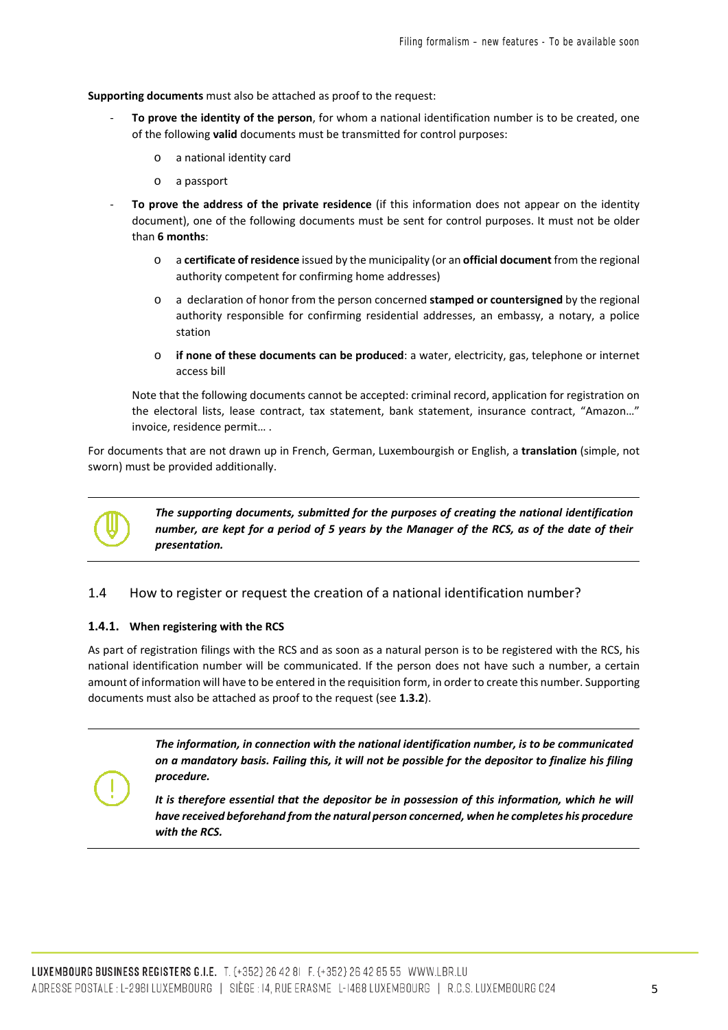**Supporting documents** must also be attached as proof to the request:

- **To prove the identity of the person**, for whom a national identification number is to be created, one of the following **valid** documents must be transmitted for control purposes:
  - a national identity card
  - a passport
- **To prove the address of the private residence** (if this information does not appear on the identity document), one of the following documents must be sent for control purposes. It must not be older than **6 months**:
  - a **certificate of residence** issued by the municipality (or an **official document** from the regional authority competent for confirming home addresses)
  - a declaration of honor from the person concerned **stamped or countersigned** by the regional authority responsible for confirming residential addresses, an embassy, a notary, a police station
  - **if none of these documents can be produced**: a water, electricity, gas, telephone or internet access bill

  Note that the following documents cannot be accepted: criminal record, application for registration on the electoral lists, lease contract, tax statement, bank statement, insurance contract, "Amazon…" invoice, residence permit… .

For documents that are not drawn up in French, German, Luxembourgish or English, a **translation** (simple, not sworn) must be provided additionally.

***The supporting documents, submitted for the purposes of creating the national identification number, are kept for a period of 5 years by the Manager of the RCS, as of the date of their presentation.***

## 1.4 How to register or request the creation of a national identification number?

### 1.4.1. When registering with the RCS

As part of registration filings with the RCS and as soon as a natural person is to be registered with the RCS, his national identification number will be communicated. If the person does not have such a number, a certain amount of information will have to be entered in the requisition form, in order to create this number. Supporting documents must also be attached as proof to the request (see **1.3.2**).

***The information, in connection with the national identification number, is to be communicated on a mandatory basis. Failing this, it will not be possible for the depositor to finalize his filing procedure.***

***It is therefore essential that the depositor be in possession of this information, which he will have received beforehand from the natural person concerned, when he completes his procedure with the RCS.***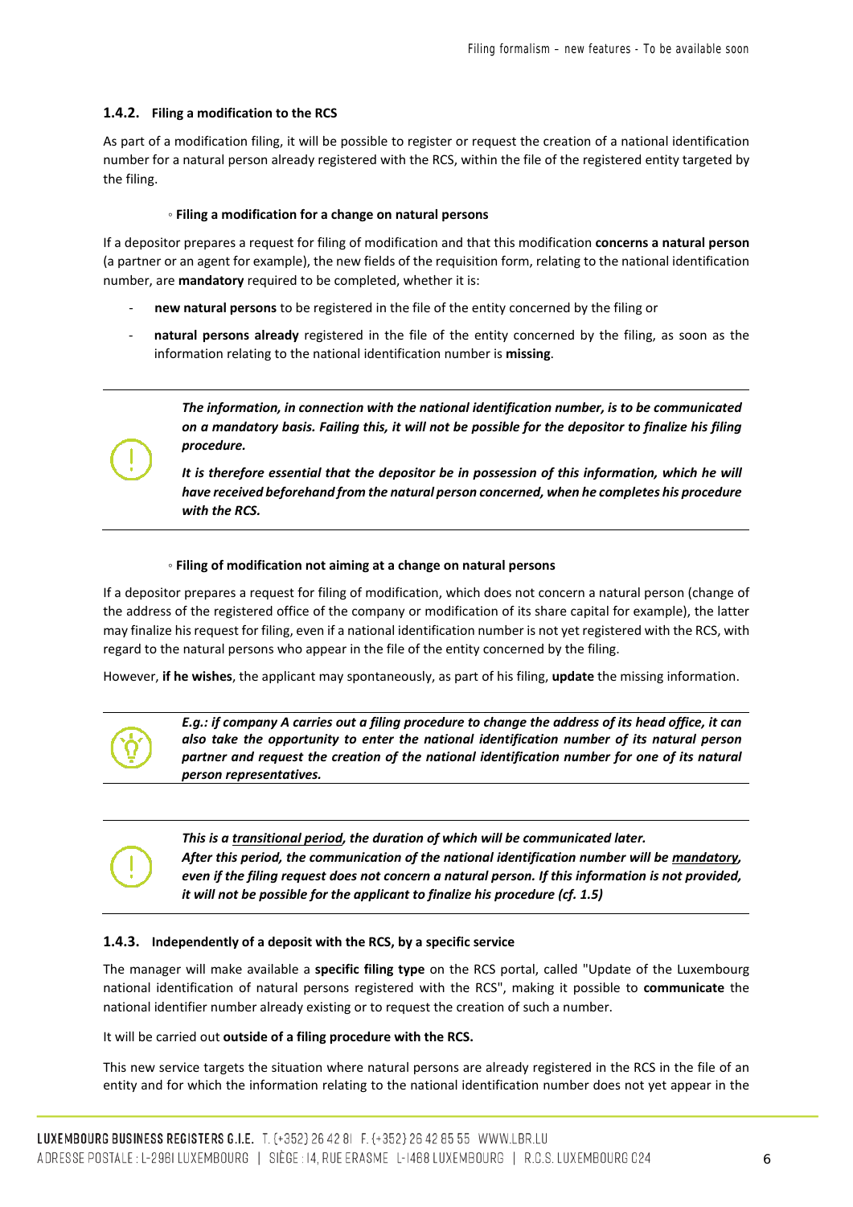### 1.4.2. Filing a modification to the RCS

As part of a modification filing, it will be possible to register or request the creation of a national identification number for a natural person already registered with the RCS, within the file of the registered entity targeted by the filing.

◦ **Filing a modification for a change on natural persons**

If a depositor prepares a request for filing of modification and that this modification **concerns a natural person** (a partner or an agent for example), the new fields of the requisition form, relating to the national identification number, are **mandatory** required to be completed, whether it is:

- **new natural persons** to be registered in the file of the entity concerned by the filing or
- **natural persons already** registered in the file of the entity concerned by the filing, as soon as the information relating to the national identification number is **missing**.

> ***The information, in connection with the national identification number, is to be communicated on a mandatory basis. Failing this, it will not be possible for the depositor to finalize his filing procedure.***
>
> ***It is therefore essential that the depositor be in possession of this information, which he will have received beforehand from the natural person concerned, when he completes his procedure with the RCS.***

◦ **Filing of modification not aiming at a change on natural persons**

If a depositor prepares a request for filing of modification, which does not concern a natural person (change of the address of the registered office of the company or modification of its share capital for example), the latter may finalize his request for filing, even if a national identification number is not yet registered with the RCS, with regard to the natural persons who appear in the file of the entity concerned by the filing.

However, **if he wishes**, the applicant may spontaneously, as part of his filing, **update** the missing information.

> ***E.g.: if company A carries out a filing procedure to change the address of its head office, it can also take the opportunity to enter the national identification number of its natural person partner and request the creation of the national identification number for one of its natural person representatives.***

> ***This is a transitional period, the duration of which will be communicated later.***
> ***After this period, the communication of the national identification number will be mandatory, even if the filing request does not concern a natural person. If this information is not provided, it will not be possible for the applicant to finalize his procedure (cf. 1.5)***

### 1.4.3. Independently of a deposit with the RCS, by a specific service

The manager will make available a **specific filing type** on the RCS portal, called "Update of the Luxembourg national identification of natural persons registered with the RCS", making it possible to **communicate** the national identifier number already existing or to request the creation of such a number.

It will be carried out **outside of a filing procedure with the RCS.**

This new service targets the situation where natural persons are already registered in the RCS in the file of an entity and for which the information relating to the national identification number does not yet appear in the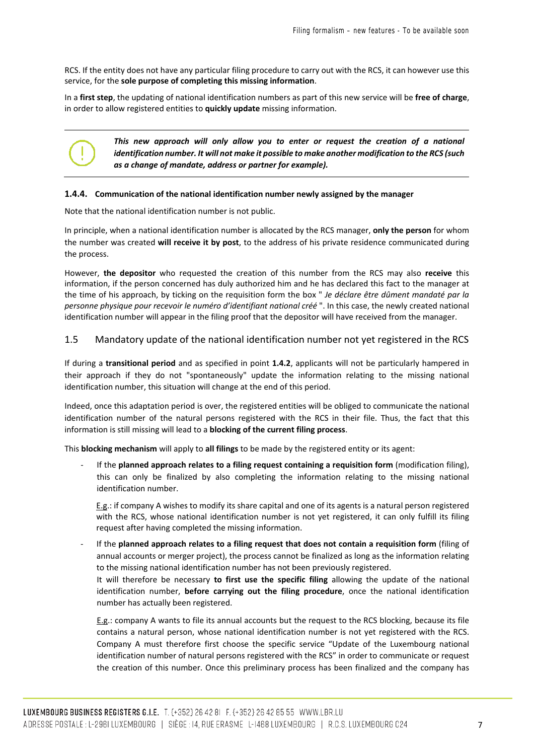RCS. If the entity does not have any particular filing procedure to carry out with the RCS, it can however use this service, for the **sole purpose of completing this missing information**.

In a **first step**, the updating of national identification numbers as part of this new service will be **free of charge**, in order to allow registered entities to **quickly update** missing information.

> ***This new approach will only allow you to enter or request the creation of a national identification number. It will not make it possible to make another modification to the RCS (such as a change of mandate, address or partner for example).***

#### 1.4.4. Communication of the national identification number newly assigned by the manager

Note that the national identification number is not public.

In principle, when a national identification number is allocated by the RCS manager, **only the person** for whom the number was created **will receive it by post**, to the address of his private residence communicated during the process.

However, **the depositor** who requested the creation of this number from the RCS may also **receive** this information, if the person concerned has duly authorized him and he has declared this fact to the manager at the time of his approach, by ticking on the requisition form the box " *Je déclare être dûment mandaté par la personne physique pour recevoir le numéro d'identifiant national créé* ". In this case, the newly created national identification number will appear in the filing proof that the depositor will have received from the manager.

## 1.5 Mandatory update of the national identification number not yet registered in the RCS

If during a **transitional period** and as specified in point **1.4.2**, applicants will not be particularly hampered in their approach if they do not "spontaneously" update the information relating to the missing national identification number, this situation will change at the end of this period.

Indeed, once this adaptation period is over, the registered entities will be obliged to communicate the national identification number of the natural persons registered with the RCS in their file. Thus, the fact that this information is still missing will lead to a **blocking of the current filing process**.

This **blocking mechanism** will apply to **all filings** to be made by the registered entity or its agent:

- If the **planned approach relates to a filing request containing a requisition form** (modification filing), this can only be finalized by also completing the information relating to the missing national identification number.

  E.g.: if company A wishes to modify its share capital and one of its agents is a natural person registered with the RCS, whose national identification number is not yet registered, it can only fulfill its filing request after having completed the missing information.

- If the **planned approach relates to a filing request that does not contain a requisition form** (filing of annual accounts or merger project), the process cannot be finalized as long as the information relating to the missing national identification number has not been previously registered.
  It will therefore be necessary **to first use the specific filing** allowing the update of the national identification number, **before carrying out the filing procedure**, once the national identification number has actually been registered.

  E.g.: company A wants to file its annual accounts but the request to the RCS blocking, because its file contains a natural person, whose national identification number is not yet registered with the RCS. Company A must therefore first choose the specific service "Update of the Luxembourg national identification number of natural persons registered with the RCS" in order to communicate or request the creation of this number. Once this preliminary process has been finalized and the company has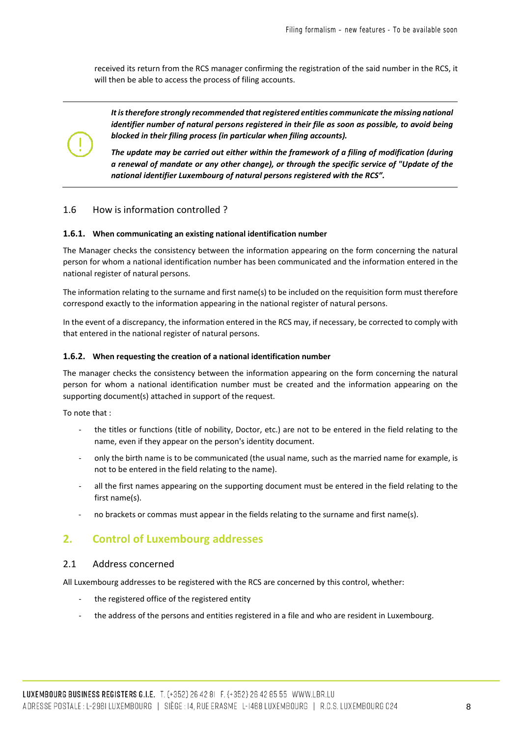received its return from the RCS manager confirming the registration of the said number in the RCS, it will then be able to access the process of filing accounts.

---

***It is therefore strongly recommended that registered entities communicate the missing national identifier number of natural persons registered in their file as soon as possible, to avoid being blocked in their filing process (in particular when filing accounts).***

***The update may be carried out either within the framework of a filing of modification (during a renewal of mandate or any other change), or through the specific service of "Update of the national identifier Luxembourg of natural persons registered with the RCS".***

---

### 1.6 How is information controlled ?

#### 1.6.1. When communicating an existing national identification number

The Manager checks the consistency between the information appearing on the form concerning the natural person for whom a national identification number has been communicated and the information entered in the national register of natural persons.

The information relating to the surname and first name(s) to be included on the requisition form must therefore correspond exactly to the information appearing in the national register of natural persons.

In the event of a discrepancy, the information entered in the RCS may, if necessary, be corrected to comply with that entered in the national register of natural persons.

#### 1.6.2. When requesting the creation of a national identification number

The manager checks the consistency between the information appearing on the form concerning the natural person for whom a national identification number must be created and the information appearing on the supporting document(s) attached in support of the request.

To note that :

- the titles or functions (title of nobility, Doctor, etc.) are not to be entered in the field relating to the name, even if they appear on the person's identity document.
- only the birth name is to be communicated (the usual name, such as the married name for example, is not to be entered in the field relating to the name).
- all the first names appearing on the supporting document must be entered in the field relating to the first name(s).
- no brackets or commas must appear in the fields relating to the surname and first name(s).

## 2. Control of Luxembourg addresses

### 2.1 Address concerned

All Luxembourg addresses to be registered with the RCS are concerned by this control, whether:

- the registered office of the registered entity
- the address of the persons and entities registered in a file and who are resident in Luxembourg.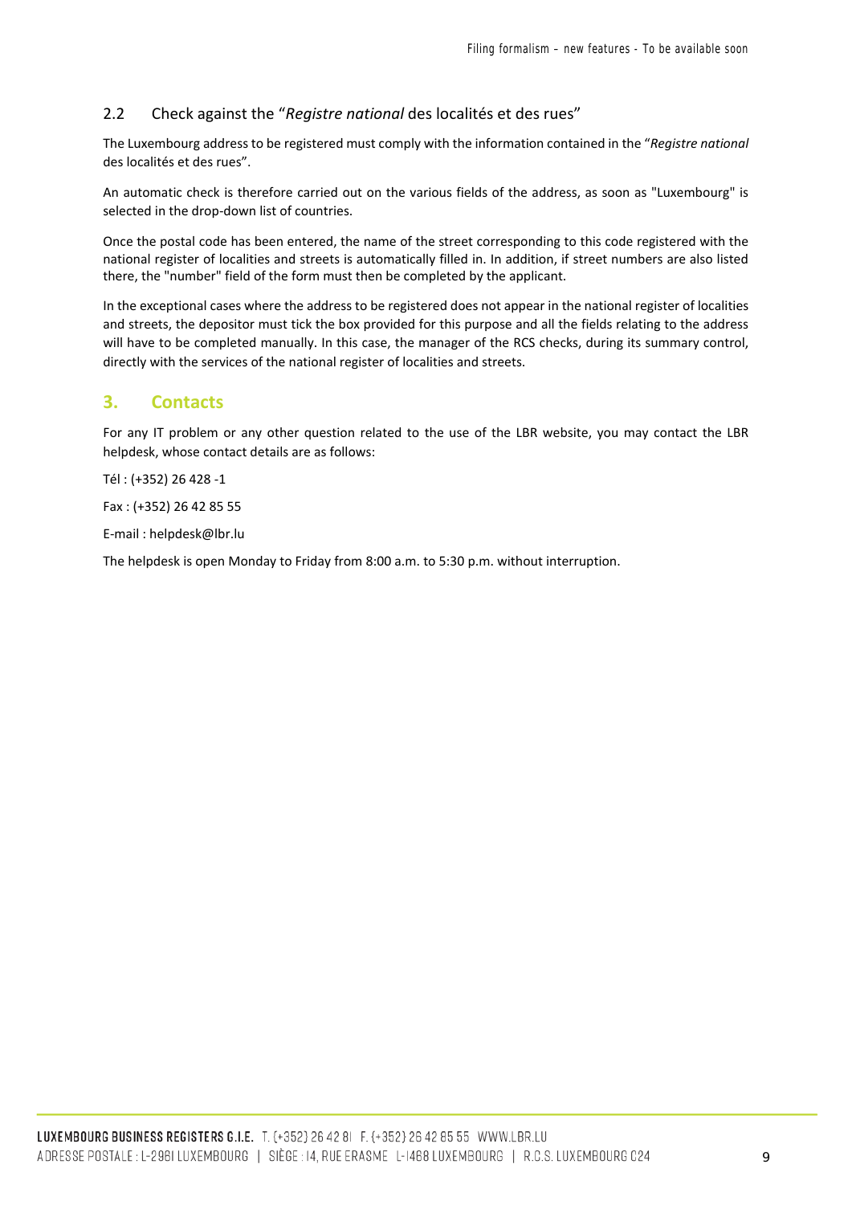### 2.2 Check against the "*Registre national* des localités et des rues"

The Luxembourg address to be registered must comply with the information contained in the "*Registre national* des localités et des rues".

An automatic check is therefore carried out on the various fields of the address, as soon as "Luxembourg" is selected in the drop-down list of countries.

Once the postal code has been entered, the name of the street corresponding to this code registered with the national register of localities and streets is automatically filled in. In addition, if street numbers are also listed there, the "number" field of the form must then be completed by the applicant.

In the exceptional cases where the address to be registered does not appear in the national register of localities and streets, the depositor must tick the box provided for this purpose and all the fields relating to the address will have to be completed manually. In this case, the manager of the RCS checks, during its summary control, directly with the services of the national register of localities and streets.

## 3. Contacts

For any IT problem or any other question related to the use of the LBR website, you may contact the LBR helpdesk, whose contact details are as follows:

Tél : (+352) 26 428 -1

Fax : (+352) 26 42 85 55

E-mail : helpdesk@lbr.lu

The helpdesk is open Monday to Friday from 8:00 a.m. to 5:30 p.m. without interruption.